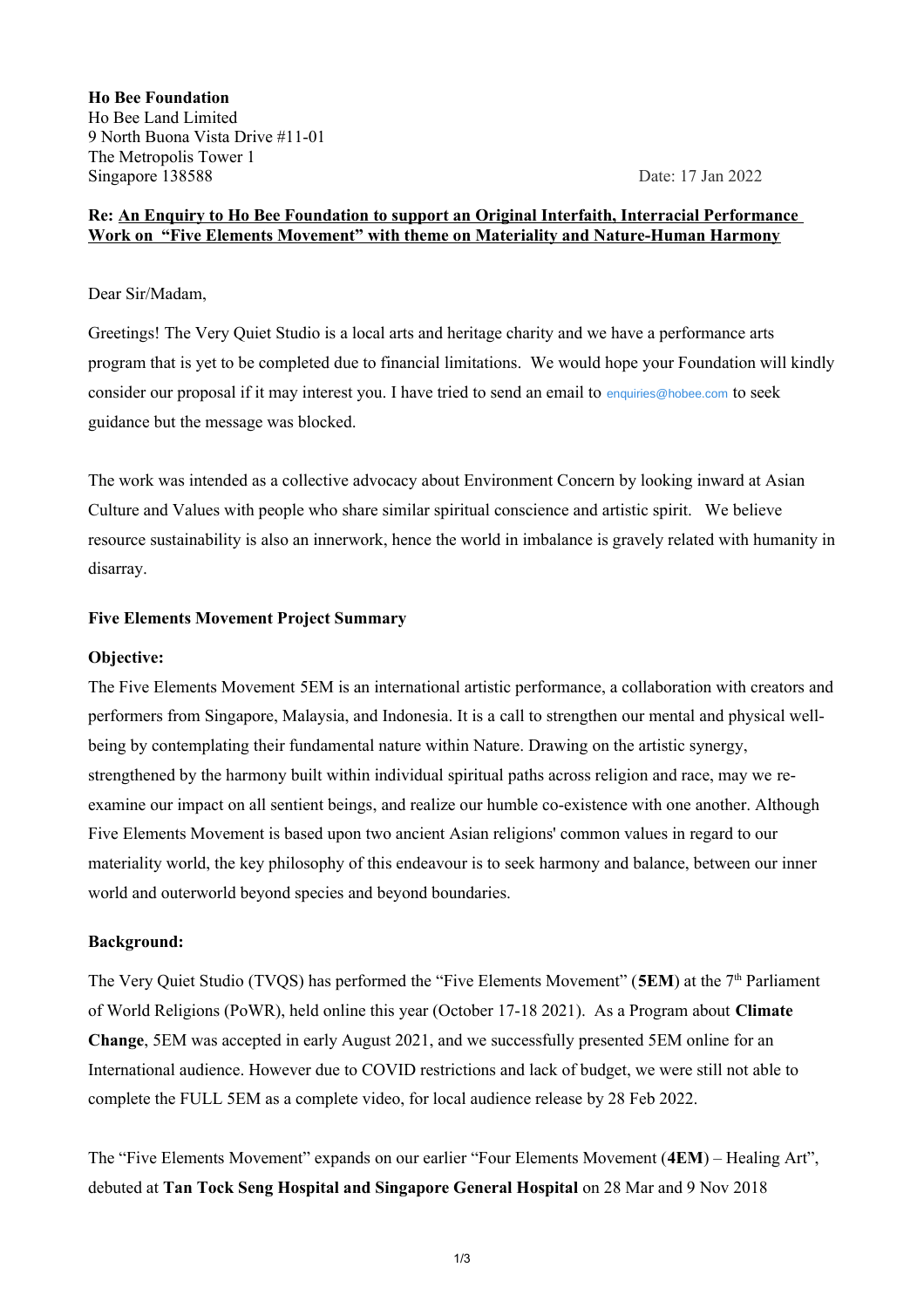**Ho Bee Foundation**
Ho Bee Land Limited
9 North Buona Vista Drive #11-01
The Metropolis Tower 1
Singapore 138588

Date: 17 Jan 2022

**Re: <u>An Enquiry to Ho Bee Foundation to support an Original Interfaith, Interracial Performance Work on "Five Elements Movement" with theme on Materiality and Nature-Human Harmony</u>**

Dear Sir/Madam,

Greetings! The Very Quiet Studio is a local arts and heritage charity and we have a performance arts program that is yet to be completed due to financial limitations. We would hope your Foundation will kindly consider our proposal if it may interest you. I have tried to send an email to enquiries@hobee.com to seek guidance but the message was blocked.

The work was intended as a collective advocacy about Environment Concern by looking inward at Asian Culture and Values with people who share similar spiritual conscience and artistic spirit. We believe resource sustainability is also an innerwork, hence the world in imbalance is gravely related with humanity in disarray.

**Five Elements Movement Project Summary**

**Objective:**

The Five Elements Movement 5EM is an international artistic performance, a collaboration with creators and performers from Singapore, Malaysia, and Indonesia. It is a call to strengthen our mental and physical well-being by contemplating their fundamental nature within Nature. Drawing on the artistic synergy, strengthened by the harmony built within individual spiritual paths across religion and race, may we re-examine our impact on all sentient beings, and realize our humble co-existence with one another. Although Five Elements Movement is based upon two ancient Asian religions' common values in regard to our materiality world, the key philosophy of this endeavour is to seek harmony and balance, between our inner world and outerworld beyond species and beyond boundaries.

**Background:**

The Very Quiet Studio (TVQS) has performed the "Five Elements Movement" (**5EM**) at the 7th Parliament of World Religions (PoWR), held online this year (October 17-18 2021). As a Program about **Climate Change**, 5EM was accepted in early August 2021, and we successfully presented 5EM online for an International audience. However due to COVID restrictions and lack of budget, we were still not able to complete the FULL 5EM as a complete video, for local audience release by 28 Feb 2022.

The "Five Elements Movement" expands on our earlier "Four Elements Movement (**4EM**) – Healing Art", debuted at **Tan Tock Seng Hospital and Singapore General Hospital** on 28 Mar and 9 Nov 2018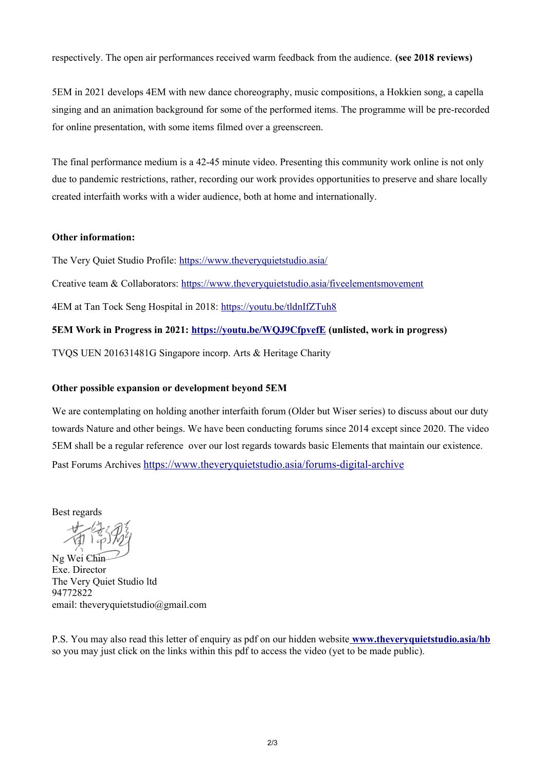respectively. The open air performances received warm feedback from the audience. **(see 2018 reviews)**

5EM in 2021 develops 4EM with new dance choreography, music compositions, a Hokkien song, a capella singing and an animation background for some of the performed items. The programme will be pre-recorded for online presentation, with some items filmed over a greenscreen.

The final performance medium is a 42-45 minute video. Presenting this community work online is not only due to pandemic restrictions, rather, recording our work provides opportunities to preserve and share locally created interfaith works with a wider audience, both at home and internationally.

**Other information:**

The Very Quiet Studio Profile: https://www.theveryquietstudio.asia/

Creative team & Collaborators: https://www.theveryquietstudio.asia/fiveelementsmovement

4EM at Tan Tock Seng Hospital in 2018: https://youtu.be/tldnIfZTuh8

**5EM Work in Progress in 2021: https://youtu.be/WQJ9CfpvefE (unlisted, work in progress)**

TVQS UEN 201631481G Singapore incorp. Arts & Heritage Charity

**Other possible expansion or development beyond 5EM**

We are contemplating on holding another interfaith forum (Older but Wiser series) to discuss about our duty towards Nature and other beings. We have been conducting forums since 2014 except since 2020. The video 5EM shall be a regular reference over our lost regards towards basic Elements that maintain our existence. Past Forums Archives https://www.theveryquietstudio.asia/forums-digital-archive

Best regards

Ng Wei Chin
Exe. Director
The Very Quiet Studio ltd
94772822
email: theveryquietstudio@gmail.com

P.S. You may also read this letter of enquiry as pdf on our hidden website **www.theveryquietstudio.asia/hb** so you may just click on the links within this pdf to access the video (yet to be made public).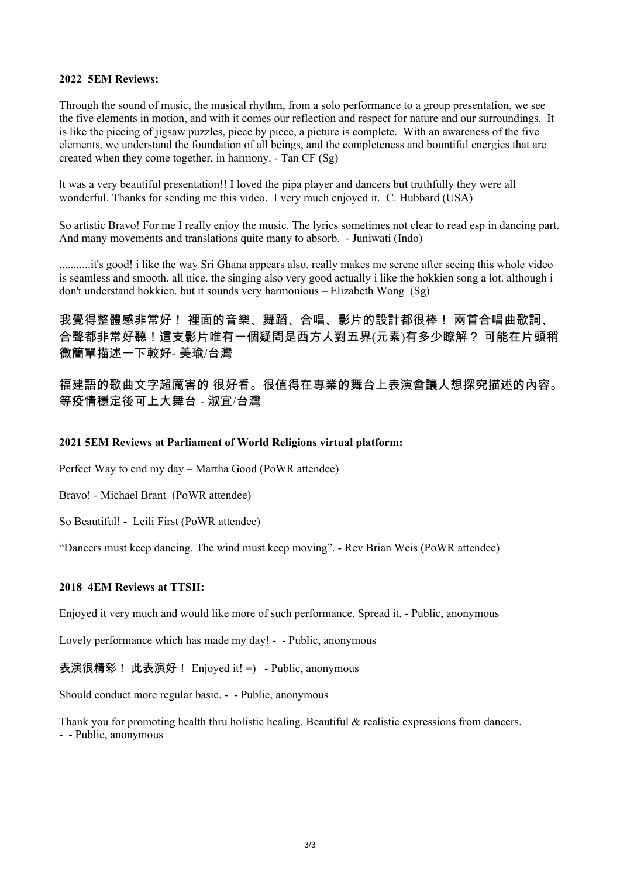**2022 5EM Reviews:**

Through the sound of music, the musical rhythm, from a solo performance to a group presentation, we see the five elements in motion, and with it comes our reflection and respect for nature and our surroundings. It is like the piecing of jigsaw puzzles, piece by piece, a picture is complete. With an awareness of the five elements, we understand the foundation of all beings, and the completeness and bountiful energies that are created when they come together, in harmony. - Tan CF (Sg)

It was a very beautiful presentation!! I loved the pipa player and dancers but truthfully they were all wonderful. Thanks for sending me this video. I very much enjoyed it. C. Hubbard (USA)

So artistic Bravo! For me I really enjoy the music. The lyrics sometimes not clear to read esp in dancing part. And many movements and translations quite many to absorb. - Juniwati (Indo)

...........it's good! i like the way Sri Ghana appears also. really makes me serene after seeing this whole video is seamless and smooth. all nice. the singing also very good actually i like the hokkien song a lot. although i don't understand hokkien. but it sounds very harmonious – Elizabeth Wong (Sg)

**我覺得整體感非常好！ 裡面的音樂、舞蹈、合唱、影片的設計都很棒！ 兩首合唱曲歌詞、合聲都非常好聽！這支影片唯有一個疑問是西方人對五界(元素)有多少瞭解？ 可能在片頭稍微簡單描述一下較好- 美瑜/台灣**

**福建語的歌曲文字超厲害的 很好看。很值得在專業的舞台上表演會讓人想探究描述的內容。等疫情穩定後可上大舞台 - 淑宜/台灣**

**2021 5EM Reviews at Parliament of World Religions virtual platform:**

Perfect Way to end my day – Martha Good (PoWR attendee)

Bravo! - Michael Brant (PoWR attendee)

So Beautiful! - Leili First (PoWR attendee)

"Dancers must keep dancing. The wind must keep moving". - Rev Brian Weis (PoWR attendee)

**2018 4EM Reviews at TTSH:**

Enjoyed it very much and would like more of such performance. Spread it. - Public, anonymous

Lovely performance which has made my day! - - Public, anonymous

表演很精彩！ 此表演好！ Enjoyed it! =) - Public, anonymous

Should conduct more regular basic. - - Public, anonymous

Thank you for promoting health thru holistic healing. Beautiful & realistic expressions from dancers.
- - Public, anonymous